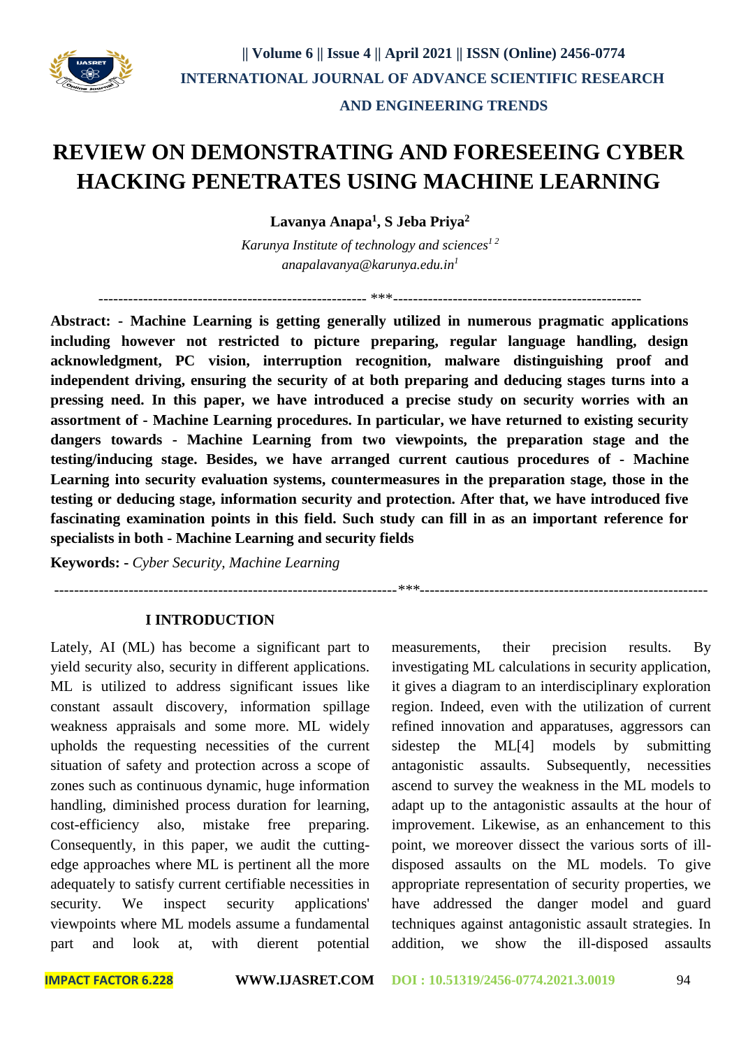# REVIEW ON DEMONSTRATING AND FORESEEING CYBER HACKING PENETRATES USING MACHINE LEARNING

**Lavanya Anapa[1], S Jeba Priya[2]**

*Karunya Institute of technology and sciences[1 2]*
*anapalavanya@karunya.edu.in[1]*

---

**Abstract: - Machine Learning is getting generally utilized in numerous pragmatic applications including however not restricted to picture preparing, regular language handling, design acknowledgment, PC vision, interruption recognition, malware distinguishing proof and independent driving, ensuring the security of at both preparing and deducing stages turns into a pressing need. In this paper, we have introduced a precise study on security worries with an assortment of - Machine Learning procedures. In particular, we have returned to existing security dangers towards - Machine Learning from two viewpoints, the preparation stage and the testing/inducing stage. Besides, we have arranged current cautious procedures of - Machine Learning into security evaluation systems, countermeasures in the preparation stage, those in the testing or deducing stage, information security and protection. After that, we have introduced five fascinating examination points in this field. Such study can fill in as an important reference for specialists in both - Machine Learning and security fields**

**Keywords: -** *Cyber Security, Machine Learning*

---

## I INTRODUCTION

Lately, AI (ML) has become a significant part to yield security also, security in different applications. ML is utilized to address significant issues like constant assault discovery, information spillage weakness appraisals and some more. ML widely upholds the requesting necessities of the current situation of safety and protection across a scope of zones such as continuous dynamic, huge information handling, diminished process duration for learning, cost-efficiency also, mistake free preparing. Consequently, in this paper, we audit the cutting-edge approaches where ML is pertinent all the more adequately to satisfy current certifiable necessities in security. We inspect security applications' viewpoints where ML models assume a fundamental part and look at, with dierent potential measurements, their precision results. By investigating ML calculations in security application, it gives a diagram to an interdisciplinary exploration region. Indeed, even with the utilization of current refined innovation and apparatuses, aggressors can sidestep the ML[4] models by submitting antagonistic assaults. Subsequently, necessities ascend to survey the weakness in the ML models to adapt up to the antagonistic assaults at the hour of improvement. Likewise, as an enhancement to this point, we moreover dissect the various sorts of ill-disposed assaults on the ML models. To give appropriate representation of security properties, we have addressed the danger model and guard techniques against antagonistic assault strategies. In addition, we show the ill-disposed assaults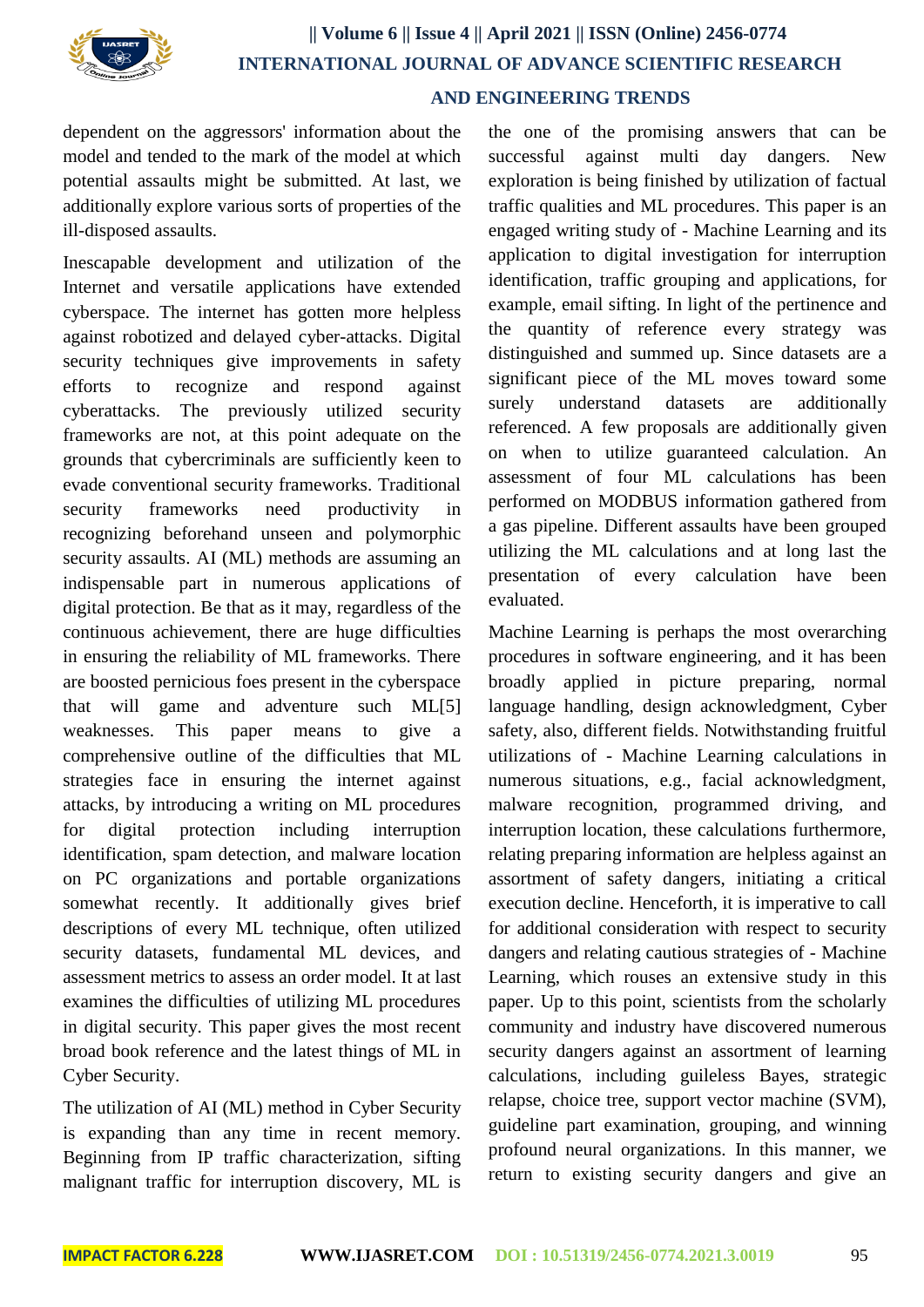dependent on the aggressors' information about the model and tended to the mark of the model at which potential assaults might be submitted. At last, we additionally explore various sorts of properties of the ill-disposed assaults.

Inescapable development and utilization of the Internet and versatile applications have extended cyberspace. The internet has gotten more helpless against robotized and delayed cyber-attacks. Digital security techniques give improvements in safety efforts to recognize and respond against cyberattacks. The previously utilized security frameworks are not, at this point adequate on the grounds that cybercriminals are sufficiently keen to evade conventional security frameworks. Traditional security frameworks need productivity in recognizing beforehand unseen and polymorphic security assaults. AI (ML) methods are assuming an indispensable part in numerous applications of digital protection. Be that as it may, regardless of the continuous achievement, there are huge difficulties in ensuring the reliability of ML frameworks. There are boosted pernicious foes present in the cyberspace that will game and adventure such ML[5] weaknesses. This paper means to give a comprehensive outline of the difficulties that ML strategies face in ensuring the internet against attacks, by introducing a writing on ML procedures for digital protection including interruption identification, spam detection, and malware location on PC organizations and portable organizations somewhat recently. It additionally gives brief descriptions of every ML technique, often utilized security datasets, fundamental ML devices, and assessment metrics to assess an order model. It at last examines the difficulties of utilizing ML procedures in digital security. This paper gives the most recent broad book reference and the latest things of ML in Cyber Security.

The utilization of AI (ML) method in Cyber Security is expanding than any time in recent memory. Beginning from IP traffic characterization, sifting malignant traffic for interruption discovery, ML is the one of the promising answers that can be successful against multi day dangers. New exploration is being finished by utilization of factual traffic qualities and ML procedures. This paper is an engaged writing study of - Machine Learning and its application to digital investigation for interruption identification, traffic grouping and applications, for example, email sifting. In light of the pertinence and the quantity of reference every strategy was distinguished and summed up. Since datasets are a significant piece of the ML moves toward some surely understand datasets are additionally referenced. A few proposals are additionally given on when to utilize guaranteed calculation. An assessment of four ML calculations has been performed on MODBUS information gathered from a gas pipeline. Different assaults have been grouped utilizing the ML calculations and at long last the presentation of every calculation have been evaluated.

Machine Learning is perhaps the most overarching procedures in software engineering, and it has been broadly applied in picture preparing, normal language handling, design acknowledgment, Cyber safety, also, different fields. Notwithstanding fruitful utilizations of - Machine Learning calculations in numerous situations, e.g., facial acknowledgment, malware recognition, programmed driving, and interruption location, these calculations furthermore, relating preparing information are helpless against an assortment of safety dangers, initiating a critical execution decline. Henceforth, it is imperative to call for additional consideration with respect to security dangers and relating cautious strategies of - Machine Learning, which rouses an extensive study in this paper. Up to this point, scientists from the scholarly community and industry have discovered numerous security dangers against an assortment of learning calculations, including guileless Bayes, strategic relapse, choice tree, support vector machine (SVM), guideline part examination, grouping, and winning profound neural organizations. In this manner, we return to existing security dangers and give an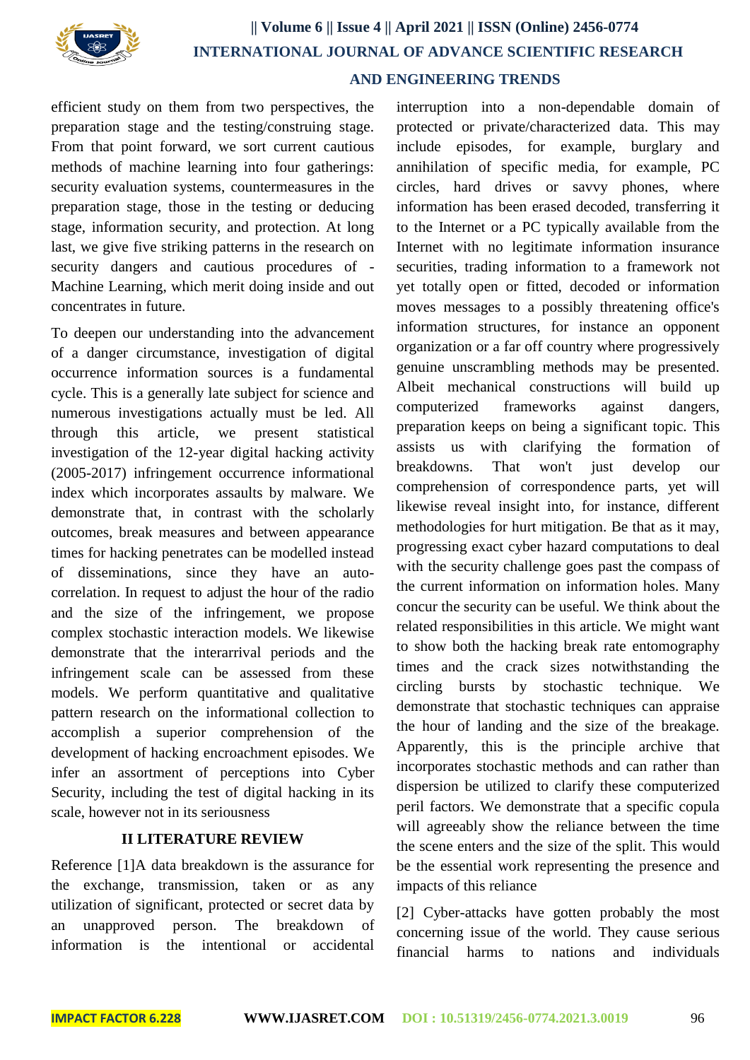efficient study on them from two perspectives, the preparation stage and the testing/construing stage. From that point forward, we sort current cautious methods of machine learning into four gatherings: security evaluation systems, countermeasures in the preparation stage, those in the testing or deducing stage, information security, and protection. At long last, we give five striking patterns in the research on security dangers and cautious procedures of - Machine Learning, which merit doing inside and out concentrates in future.

To deepen our understanding into the advancement of a danger circumstance, investigation of digital occurrence information sources is a fundamental cycle. This is a generally late subject for science and numerous investigations actually must be led. All through this article, we present statistical investigation of the 12-year digital hacking activity (2005-2017) infringement occurrence informational index which incorporates assaults by malware. We demonstrate that, in contrast with the scholarly outcomes, break measures and between appearance times for hacking penetrates can be modelled instead of disseminations, since they have an auto-correlation. In request to adjust the hour of the radio and the size of the infringement, we propose complex stochastic interaction models. We likewise demonstrate that the interarrival periods and the infringement scale can be assessed from these models. We perform quantitative and qualitative pattern research on the informational collection to accomplish a superior comprehension of the development of hacking encroachment episodes. We infer an assortment of perceptions into Cyber Security, including the test of digital hacking in its scale, however not in its seriousness

## II LITERATURE REVIEW

Reference [1]A data breakdown is the assurance for the exchange, transmission, taken or as any utilization of significant, protected or secret data by an unapproved person. The breakdown of information is the intentional or accidental interruption into a non-dependable domain of protected or private/characterized data. This may include episodes, for example, burglary and annihilation of specific media, for example, PC circles, hard drives or savvy phones, where information has been erased decoded, transferring it to the Internet or a PC typically available from the Internet with no legitimate information insurance securities, trading information to a framework not yet totally open or fitted, decoded or information moves messages to a possibly threatening office's information structures, for instance an opponent organization or a far off country where progressively genuine unscrambling methods may be presented. Albeit mechanical constructions will build up computerized frameworks against dangers, preparation keeps on being a significant topic. This assists us with clarifying the formation of breakdowns. That won't just develop our comprehension of correspondence parts, yet will likewise reveal insight into, for instance, different methodologies for hurt mitigation. Be that as it may, progressing exact cyber hazard computations to deal with the security challenge goes past the compass of the current information on information holes. Many concur the security can be useful. We think about the related responsibilities in this article. We might want to show both the hacking break rate entomography times and the crack sizes notwithstanding the circling bursts by stochastic technique. We demonstrate that stochastic techniques can appraise the hour of landing and the size of the breakage. Apparently, this is the principle archive that incorporates stochastic methods and can rather than dispersion be utilized to clarify these computerized peril factors. We demonstrate that a specific copula will agreeably show the reliance between the time the scene enters and the size of the split. This would be the essential work representing the presence and impacts of this reliance

[2] Cyber-attacks have gotten probably the most concerning issue of the world. They cause serious financial harms to nations and individuals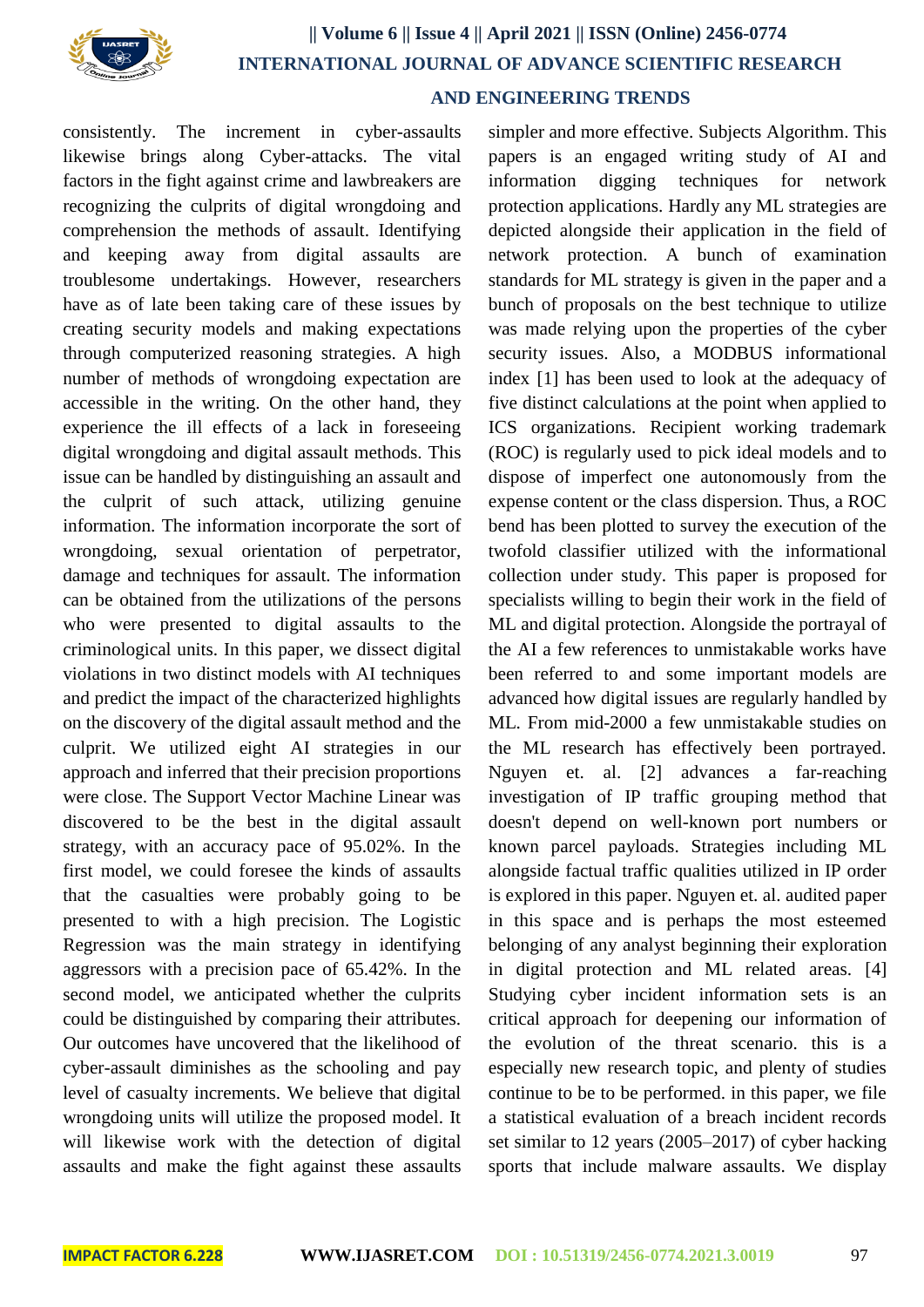consistently. The increment in cyber-assaults likewise brings along Cyber-attacks. The vital factors in the fight against crime and lawbreakers are recognizing the culprits of digital wrongdoing and comprehension the methods of assault. Identifying and keeping away from digital assaults are troublesome undertakings. However, researchers have as of late been taking care of these issues by creating security models and making expectations through computerized reasoning strategies. A high number of methods of wrongdoing expectation are accessible in the writing. On the other hand, they experience the ill effects of a lack in foreseeing digital wrongdoing and digital assault methods. This issue can be handled by distinguishing an assault and the culprit of such attack, utilizing genuine information. The information incorporate the sort of wrongdoing, sexual orientation of perpetrator, damage and techniques for assault. The information can be obtained from the utilizations of the persons who were presented to digital assaults to the criminological units. In this paper, we dissect digital violations in two distinct models with AI techniques and predict the impact of the characterized highlights on the discovery of the digital assault method and the culprit. We utilized eight AI strategies in our approach and inferred that their precision proportions were close. The Support Vector Machine Linear was discovered to be the best in the digital assault strategy, with an accuracy pace of 95.02%. In the first model, we could foresee the kinds of assaults that the casualties were probably going to be presented to with a high precision. The Logistic Regression was the main strategy in identifying aggressors with a precision pace of 65.42%. In the second model, we anticipated whether the culprits could be distinguished by comparing their attributes. Our outcomes have uncovered that the likelihood of cyber-assault diminishes as the schooling and pay level of casualty increments. We believe that digital wrongdoing units will utilize the proposed model. It will likewise work with the detection of digital assaults and make the fight against these assaults simpler and more effective. Subjects Algorithm. This papers is an engaged writing study of AI and information digging techniques for network protection applications. Hardly any ML strategies are depicted alongside their application in the field of network protection. A bunch of examination standards for ML strategy is given in the paper and a bunch of proposals on the best technique to utilize was made relying upon the properties of the cyber security issues. Also, a MODBUS informational index [1] has been used to look at the adequacy of five distinct calculations at the point when applied to ICS organizations. Recipient working trademark (ROC) is regularly used to pick ideal models and to dispose of imperfect one autonomously from the expense content or the class dispersion. Thus, a ROC bend has been plotted to survey the execution of the twofold classifier utilized with the informational collection under study. This paper is proposed for specialists willing to begin their work in the field of ML and digital protection. Alongside the portrayal of the AI a few references to unmistakable works have been referred to and some important models are advanced how digital issues are regularly handled by ML. From mid-2000 a few unmistakable studies on the ML research has effectively been portrayed. Nguyen et. al. [2] advances a far-reaching investigation of IP traffic grouping method that doesn't depend on well-known port numbers or known parcel payloads. Strategies including ML alongside factual traffic qualities utilized in IP order is explored in this paper. Nguyen et. al. audited paper in this space and is perhaps the most esteemed belonging of any analyst beginning their exploration in digital protection and ML related areas. [4] Studying cyber incident information sets is an critical approach for deepening our information of the evolution of the threat scenario. this is a especially new research topic, and plenty of studies continue to be to be performed. in this paper, we file a statistical evaluation of a breach incident records set similar to 12 years (2005–2017) of cyber hacking sports that include malware assaults. We display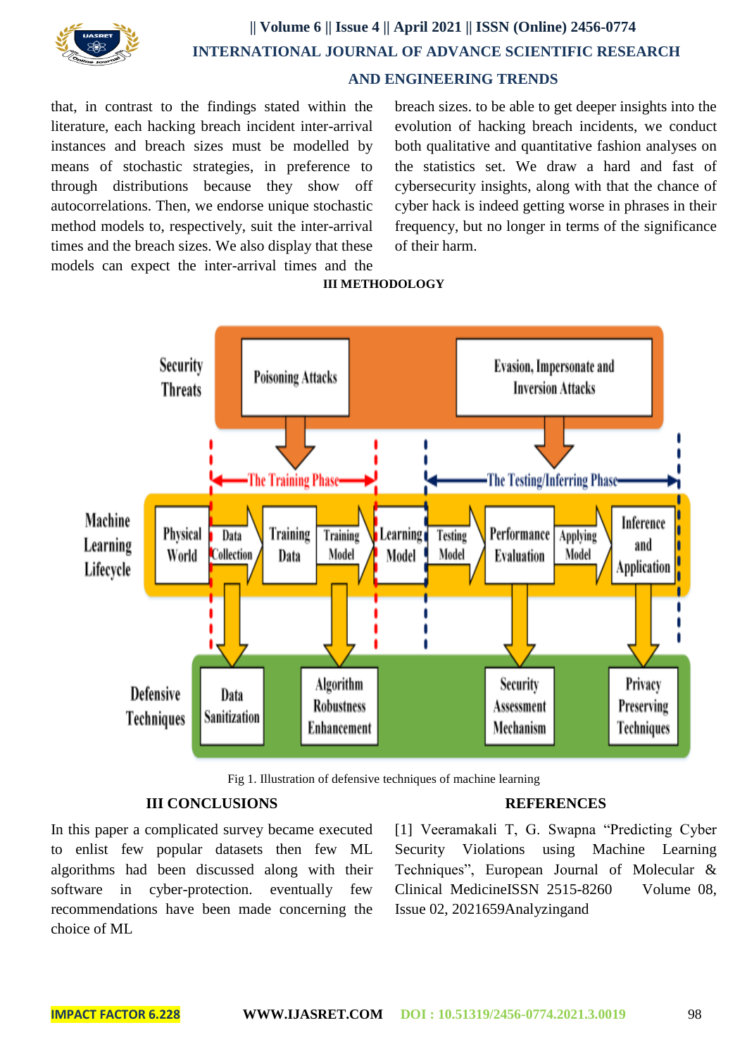that, in contrast to the findings stated within the literature, each hacking breach incident inter-arrival instances and breach sizes must be modelled by means of stochastic strategies, in preference to through distributions because they show off autocorrelations. Then, we endorse unique stochastic method models to, respectively, suit the inter-arrival times and the breach sizes. We also display that these models can expect the inter-arrival times and the breach sizes. to be able to get deeper insights into the evolution of hacking breach incidents, we conduct both qualitative and quantitative fashion analyses on the statistics set. We draw a hard and fast of cybersecurity insights, along with that the chance of cyber hack is indeed getting worse in phrases in their frequency, but no longer in terms of the significance of their harm.

## III METHODOLOGY

Fig 1. Illustration of defensive techniques of machine learning

## III CONCLUSIONS

In this paper a complicated survey became executed to enlist few popular datasets then few ML algorithms had been discussed along with their software in cyber-protection. eventually few recommendations have been made concerning the choice of ML

## REFERENCES

[1] Veeramakali T, G. Swapna "Predicting Cyber Security Violations using Machine Learning Techniques", European Journal of Molecular & Clinical MedicineISSN 2515-8260 Volume 08, Issue 02, 2021659Analyzingand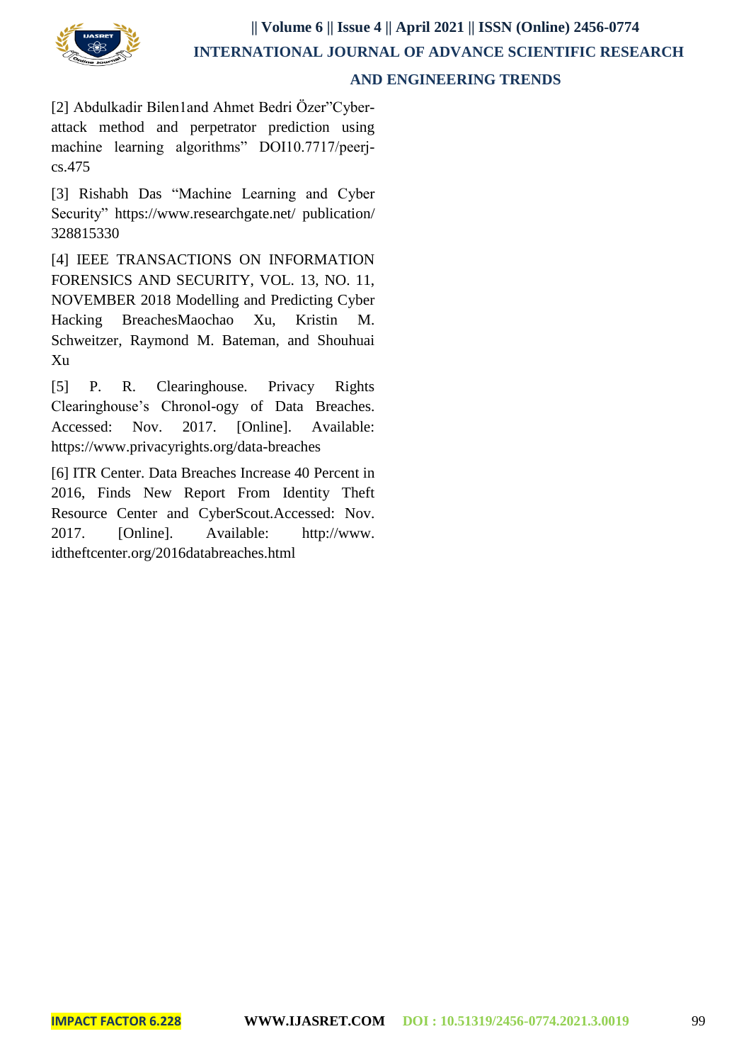[2] Abdulkadir Bilen1and Ahmet Bedri Özer"Cyber-attack method and perpetrator prediction using machine learning algorithms" DOI10.7717/peerj-cs.475

[3] Rishabh Das "Machine Learning and Cyber Security" https://www.researchgate.net/ publication/ 328815330

[4] IEEE TRANSACTIONS ON INFORMATION FORENSICS AND SECURITY, VOL. 13, NO. 11, NOVEMBER 2018 Modelling and Predicting Cyber Hacking BreachesMaochao Xu, Kristin M. Schweitzer, Raymond M. Bateman, and Shouhuai Xu

[5] P. R. Clearinghouse. Privacy Rights Clearinghouse's Chronol-ogy of Data Breaches. Accessed: Nov. 2017. [Online]. Available: https://www.privacyrights.org/data-breaches

[6] ITR Center. Data Breaches Increase 40 Percent in 2016, Finds New Report From Identity Theft Resource Center and CyberScout.Accessed: Nov. 2017. [Online]. Available: http://www. idtheftcenter.org/2016databreaches.html